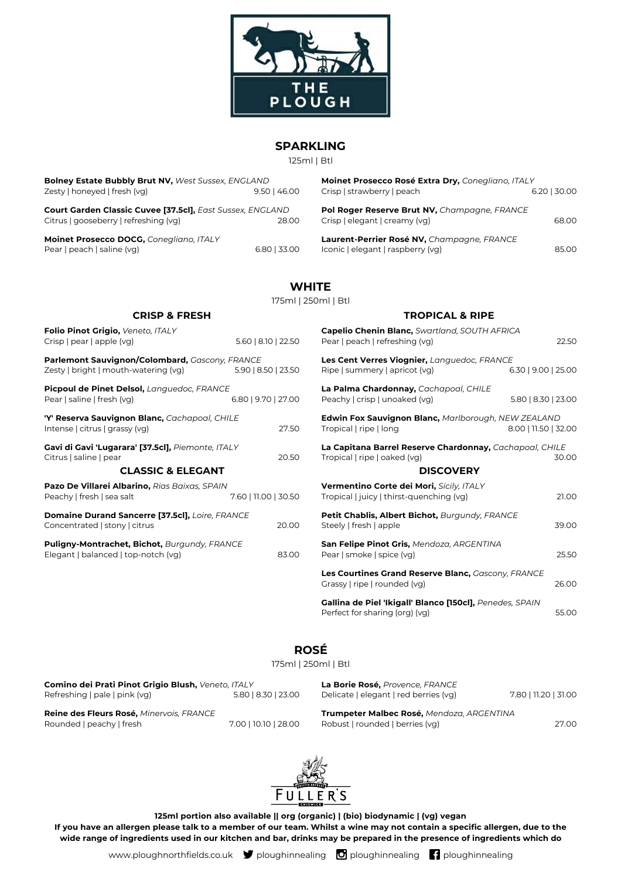# THE PLOUGH

## SPARKLING

125ml | Btl

**Bolney Estate Bubbly Brut NV,** *West Sussex, ENGLAND*
Zesty | honeyed | fresh (vg) — 9.50 | 46.00

**Court Garden Classic Cuvee [37.5cl],** *East Sussex, ENGLAND*
Citrus | gooseberry | refreshing (vg) — 28.00

**Moinet Prosecco DOCG,** *Conegliano, ITALY*
Pear | peach | saline (vg) — 6.80 | 33.00

**Moinet Prosecco Rosé Extra Dry,** *Conegliano, ITALY*
Crisp | strawberry | peach — 6.20 | 30.00

**Pol Roger Reserve Brut NV,** *Champagne, FRANCE*
Crisp | elegant | creamy (vg) — 68.00

**Laurent-Perrier Rosé NV,** *Champagne, FRANCE*
Iconic | elegant | raspberry (vg) — 85.00

## WHITE

175ml | 250ml | Btl

### CRISP & FRESH

**Folio Pinot Grigio,** *Veneto, ITALY*
Crisp | pear | apple (vg) — 5.60 | 8.10 | 22.50

**Parlemont Sauvignon/Colombard,** *Gascony, FRANCE*
Zesty | bright | mouth-watering (vg) — 5.90 | 8.50 | 23.50

**Picpoul de Pinet Delsol,** *Languedoc, FRANCE*
Pear | saline | fresh (vg) — 6.80 | 9.70 | 27.00

**'Y' Reserva Sauvignon Blanc,** *Cachapoal, CHILE*
Intense | citrus | grassy (vg) — 27.50

**Gavi di Gavi 'Lugarara' [37.5cl],** *Piemonte, ITALY*
Citrus | saline | pear — 20.50

### CLASSIC & ELEGANT

**Pazo De Villarei Albarino,** *Rias Baixas, SPAIN*
Peachy | fresh | sea salt — 7.60 | 11.00 | 30.50

**Domaine Durand Sancerre [37.5cl],** *Loire, FRANCE*
Concentrated | stony | citrus — 20.00

**Puligny-Montrachet, Bichot,** *Burgundy, FRANCE*
Elegant | balanced | top-notch (vg) — 83.00

### TROPICAL & RIPE

**Capelio Chenin Blanc,** *Swartland, SOUTH AFRICA*
Pear | peach | refreshing (vg) — 22.50

**Les Cent Verres Viognier,** *Languedoc, FRANCE*
Ripe | summery | apricot (vg) — 6.30 | 9.00 | 25.00

**La Palma Chardonnay,** *Cachapoal, CHILE*
Peachy | crisp | unoaked (vg) — 5.80 | 8.30 | 23.00

**Edwin Fox Sauvignon Blanc,** *Marlborough, NEW ZEALAND*
Tropical | ripe | long — 8.00 | 11.50 | 32.00

**La Capitana Barrel Reserve Chardonnay,** *Cachapoal, CHILE*
Tropical | ripe | oaked (vg) — 30.00

### DISCOVERY

**Vermentino Corte dei Mori,** *Sicily, ITALY*
Tropical | juicy | thirst-quenching (vg) — 21.00

**Petit Chablis, Albert Bichot,** *Burgundy, FRANCE*
Steely | fresh | apple — 39.00

**San Felipe Pinot Gris,** *Mendoza, ARGENTINA*
Pear | smoke | spice (vg) — 25.50

**Les Courtines Grand Reserve Blanc,** *Gascony, FRANCE*
Grassy | ripe | rounded (vg) — 26.00

**Gallina de Piel 'Ikigall' Blanco [150cl],** *Penedes, SPAIN*
Perfect for sharing (org) (vg) — 55.00

## ROSÉ

175ml | 250ml | Btl

**Comino dei Prati Pinot Grigio Blush,** *Veneto, ITALY*
Refreshing | pale | pink (vg) — 5.80 | 8.30 | 23.00

**Reine des Fleurs Rosé,** *Minervois, FRANCE*
Rounded | peachy | fresh — 7.00 | 10.10 | 28.00

**La Borie Rosé,** *Provence, FRANCE*
Delicate | elegant | red berries (vg) — 7.80 | 11.20 | 31.00

**Trumpeter Malbec Rosé,** *Mendoza, ARGENTINA*
Robust | rounded | berries (vg) — 27.00

FULLER'S

**125ml portion also available || org (organic) | (bio) biodynamic | (vg) vegan**

**If you have an allergen please talk to a member of our team. Whilst a wine may not contain a specific allergen, due to the wide range of ingredients used in our kitchen and bar, drinks may be prepared in the presence of ingredients which do**

www.ploughnorthfields.co.uk ploughinnealing ploughinnealing ploughinnealing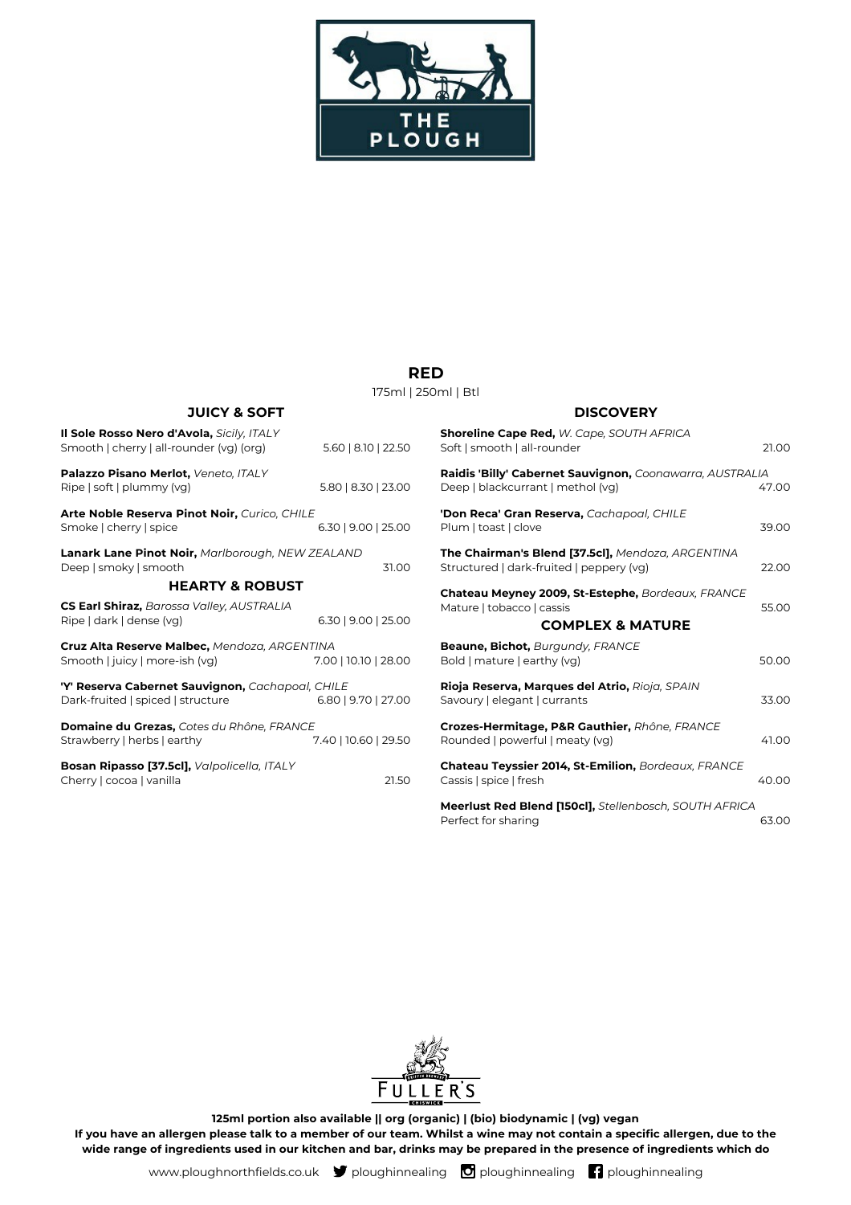# RED

175ml | 250ml | Btl

## JUICY & SOFT

**Il Sole Rosso Nero d'Avola,** *Sicily, ITALY*
Smooth | cherry | all-rounder (vg) (org) — 5.60 | 8.10 | 22.50

**Palazzo Pisano Merlot,** *Veneto, ITALY*
Ripe | soft | plummy (vg) — 5.80 | 8.30 | 23.00

**Arte Noble Reserva Pinot Noir,** *Curico, CHILE*
Smoke | cherry | spice — 6.30 | 9.00 | 25.00

**Lanark Lane Pinot Noir,** *Marlborough, NEW ZEALAND*
Deep | smoky | smooth — 31.00

## HEARTY & ROBUST

**CS Earl Shiraz,** *Barossa Valley, AUSTRALIA*
Ripe | dark | dense (vg) — 6.30 | 9.00 | 25.00

**Cruz Alta Reserve Malbec,** *Mendoza, ARGENTINA*
Smooth | juicy | more-ish (vg) — 7.00 | 10.10 | 28.00

**'Y' Reserva Cabernet Sauvignon,** *Cachapoal, CHILE*
Dark-fruited | spiced | structure — 6.80 | 9.70 | 27.00

**Domaine du Grezas,** *Cotes du Rhône, FRANCE*
Strawberry | herbs | earthy — 7.40 | 10.60 | 29.50

**Bosan Ripasso [37.5cl],** *Valpolicella, ITALY*
Cherry | cocoa | vanilla — 21.50

## DISCOVERY

**Shoreline Cape Red,** *W. Cape, SOUTH AFRICA*
Soft | smooth | all-rounder — 21.00

**Raidis 'Billy' Cabernet Sauvignon,** *Coonawarra, AUSTRALIA*
Deep | blackcurrant | methol (vg) — 47.00

**'Don Reca' Gran Reserva,** *Cachapoal, CHILE*
Plum | toast | clove — 39.00

**The Chairman's Blend [37.5cl],** *Mendoza, ARGENTINA*
Structured | dark-fruited | peppery (vg) — 22.00

**Chateau Meyney 2009, St-Estephe,** *Bordeaux, FRANCE*
Mature | tobacco | cassis — 55.00

## COMPLEX & MATURE

**Beaune, Bichot,** *Burgundy, FRANCE*
Bold | mature | earthy (vg) — 50.00

**Rioja Reserva, Marques del Atrio,** *Rioja, SPAIN*
Savoury | elegant | currants — 33.00

**Crozes-Hermitage, P&R Gauthier,** *Rhône, FRANCE*
Rounded | powerful | meaty (vg) — 41.00

**Chateau Teyssier 2014, St-Emilion,** *Bordeaux, FRANCE*
Cassis | spice | fresh — 40.00

**Meerlust Red Blend [150cl],** *Stellenbosch, SOUTH AFRICA*
Perfect for sharing — 63.00

**125ml portion also available || org (organic) | (bio) biodynamic | (vg) vegan**

**If you have an allergen please talk to a member of our team. Whilst a wine may not contain a specific allergen, due to the wide range of ingredients used in our kitchen and bar, drinks may be prepared in the presence of ingredients which do**

www.ploughnorthfields.co.uk ploughinnealing ploughinnealing ploughinnealing